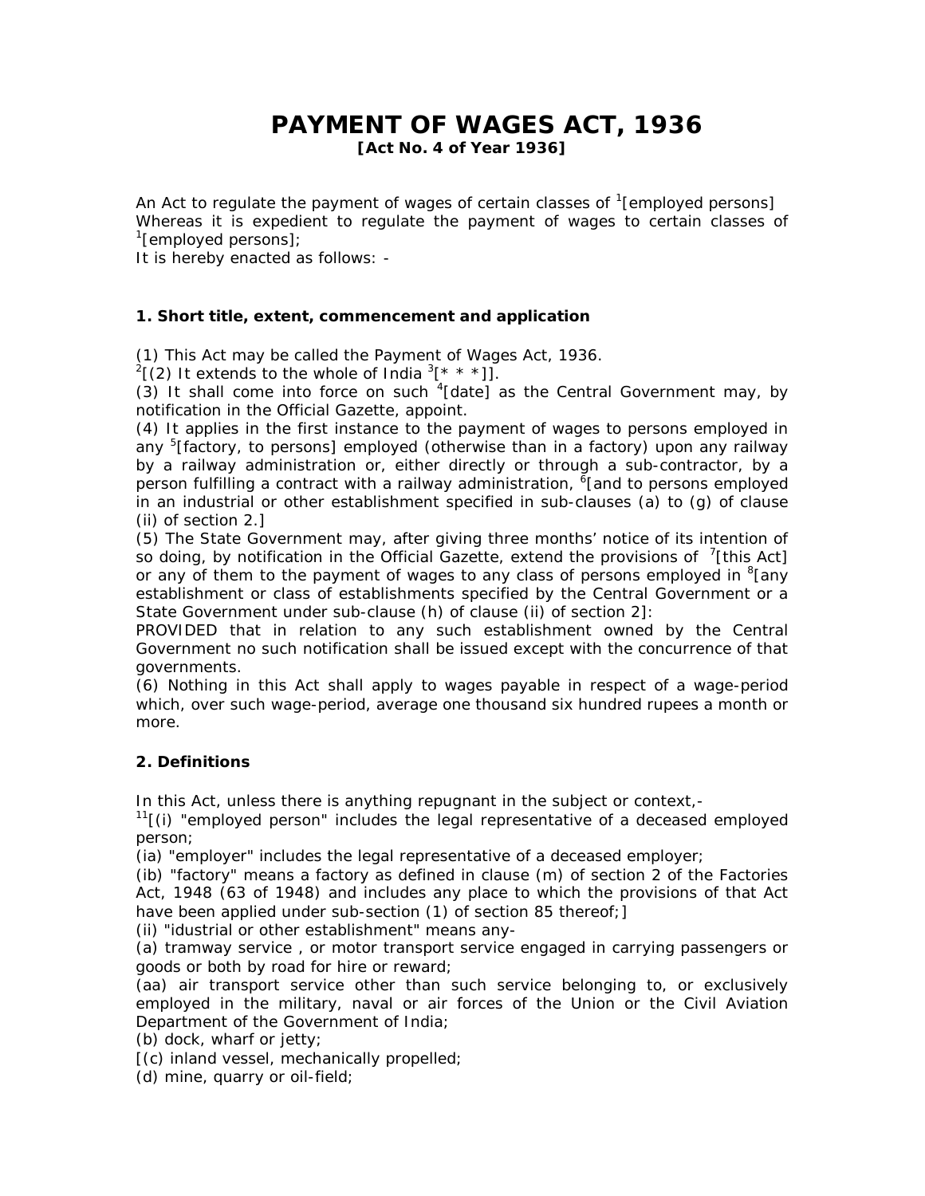# PAYMENT OF WAGES ACT, 1936

**[Act No. 4 of Year 1936]**

An Act to regulate the payment of wages of certain classes of [1][employed persons]
Whereas it is expedient to regulate the payment of wages to certain classes of [1][employed persons];
It is hereby enacted as follows: -

### 1. Short title, extent, commencement and application

(1) This Act may be called the Payment of Wages Act, 1936.
[2][(2) It extends to the whole of India [3][* * *]].
(3) It shall come into force on such [4][date] as the Central Government may, by notification in the Official Gazette, appoint.
(4) It applies in the first instance to the payment of wages to persons employed in any [5][factory, to persons] employed (otherwise than in a factory) upon any railway by a railway administration or, either directly or through a sub-contractor, by a person fulfilling a contract with a railway administration, [6][and to persons employed in an industrial or other establishment specified in sub-clauses (a) to (g) of clause (ii) of section 2.]
(5) The State Government may, after giving three months' notice of its intention of so doing, by notification in the Official Gazette, extend the provisions of [7][this Act] or any of them to the payment of wages to any class of persons employed in [8][any establishment or class of establishments specified by the Central Government or a State Government under sub-clause (h) of clause (ii) of section 2]:
PROVIDED that in relation to any such establishment owned by the Central Government no such notification shall be issued except with the concurrence of that governments.
(6) Nothing in this Act shall apply to wages payable in respect of a wage-period which, over such wage-period, average one thousand six hundred rupees a month or more.

### 2. Definitions

In this Act, unless there is anything repugnant in the subject or context,-
[11][(i) "employed person" includes the legal representative of a deceased employed person;
(ia) "employer" includes the legal representative of a deceased employer;
(ib) "factory" means a factory as defined in clause (m) of section 2 of the Factories Act, 1948 (63 of 1948) and includes any place to which the provisions of that Act have been applied under sub-section (1) of section 85 thereof;]
(ii) "idustrial or other establishment" means any-
(a) tramway service , or motor transport service engaged in carrying passengers or goods or both by road for hire or reward;
(aa) air transport service other than such service belonging to, or exclusively employed in the military, naval or air forces of the Union or the Civil Aviation Department of the Government of India;
(b) dock, wharf or jetty;
[(c) inland vessel, mechanically propelled;
(d) mine, quarry or oil-field;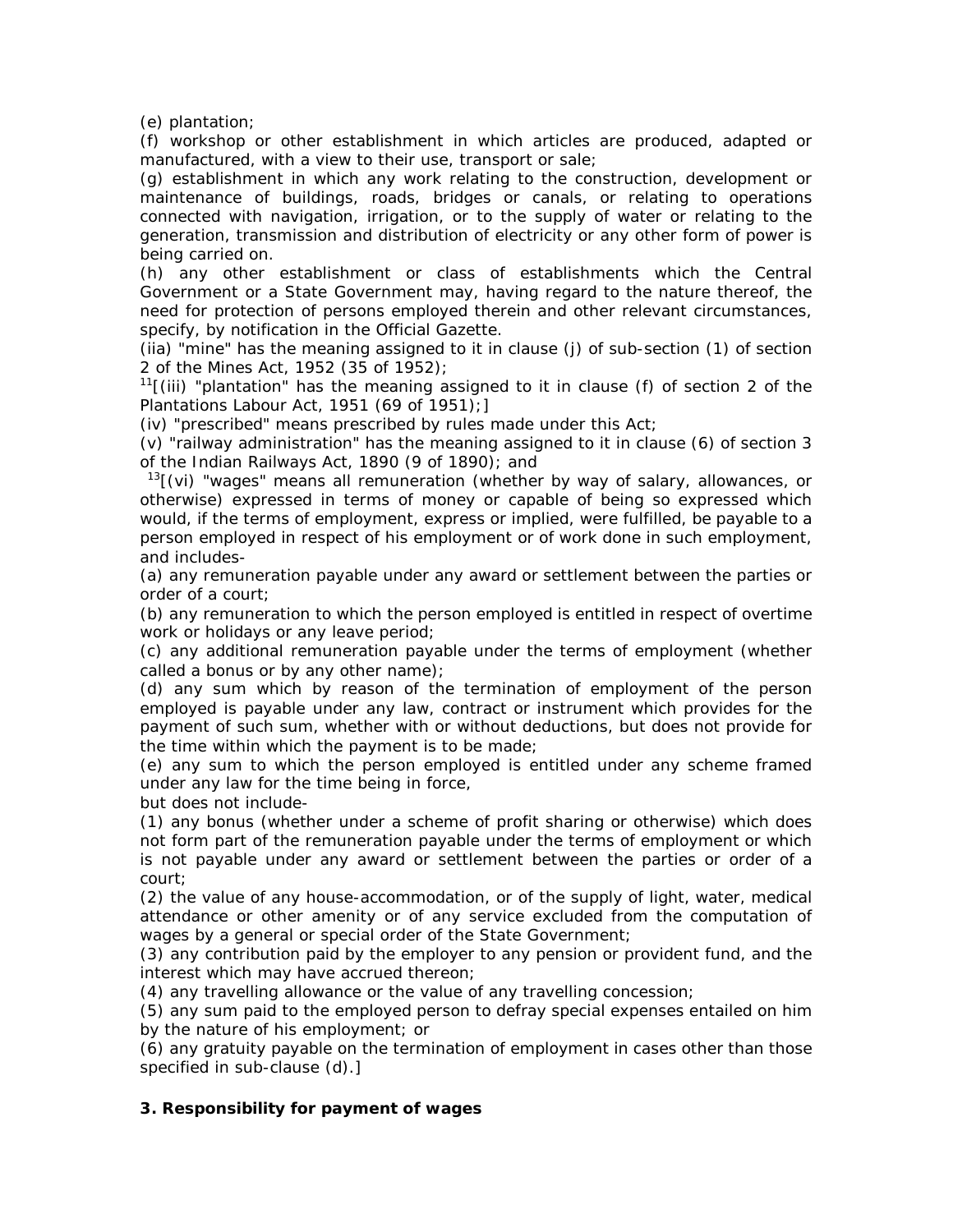(e) plantation;

(f) workshop or other establishment in which articles are produced, adapted or manufactured, with a view to their use, transport or sale;

(g) establishment in which any work relating to the construction, development or maintenance of buildings, roads, bridges or canals, or relating to operations connected with navigation, irrigation, or to the supply of water or relating to the generation, transmission and distribution of electricity or any other form of power is being carried on.

(h) any other establishment or class of establishments which the Central Government or a State Government may, having regard to the nature thereof, the need for protection of persons employed therein and other relevant circumstances, specify, by notification in the Official Gazette.

(iia) "mine" has the meaning assigned to it in clause (j) of sub-section (1) of section 2 of the Mines Act, 1952 (35 of 1952);

[11][(iii) "plantation" has the meaning assigned to it in clause (f) of section 2 of the Plantations Labour Act, 1951 (69 of 1951);]

(iv) "prescribed" means prescribed by rules made under this Act;

(v) "railway administration" has the meaning assigned to it in clause (6) of section 3 of the Indian Railways Act, 1890 (9 of 1890); and

[13][(vi) "wages" means all remuneration (whether by way of salary, allowances, or otherwise) expressed in terms of money or capable of being so expressed which would, if the terms of employment, express or implied, were fulfilled, be payable to a person employed in respect of his employment or of work done in such employment, and includes-

(a) any remuneration payable under any award or settlement between the parties or order of a court;

(b) any remuneration to which the person employed is entitled in respect of overtime work or holidays or any leave period;

(c) any additional remuneration payable under the terms of employment (whether called a bonus or by any other name);

(d) any sum which by reason of the termination of employment of the person employed is payable under any law, contract or instrument which provides for the payment of such sum, whether with or without deductions, but does not provide for the time within which the payment is to be made;

(e) any sum to which the person employed is entitled under any scheme framed under any law for the time being in force,

but does not include-

(1) any bonus (whether under a scheme of profit sharing or otherwise) which does not form part of the remuneration payable under the terms of employment or which is not payable under any award or settlement between the parties or order of a court;

(2) the value of any house-accommodation, or of the supply of light, water, medical attendance or other amenity or of any service excluded from the computation of wages by a general or special order of the State Government;

(3) any contribution paid by the employer to any pension or provident fund, and the interest which may have accrued thereon;

(4) any travelling allowance or the value of any travelling concession;

(5) any sum paid to the employed person to defray special expenses entailed on him by the nature of his employment; or

(6) any gratuity payable on the termination of employment in cases other than those specified in sub-clause (d).]

**3. Responsibility for payment of wages**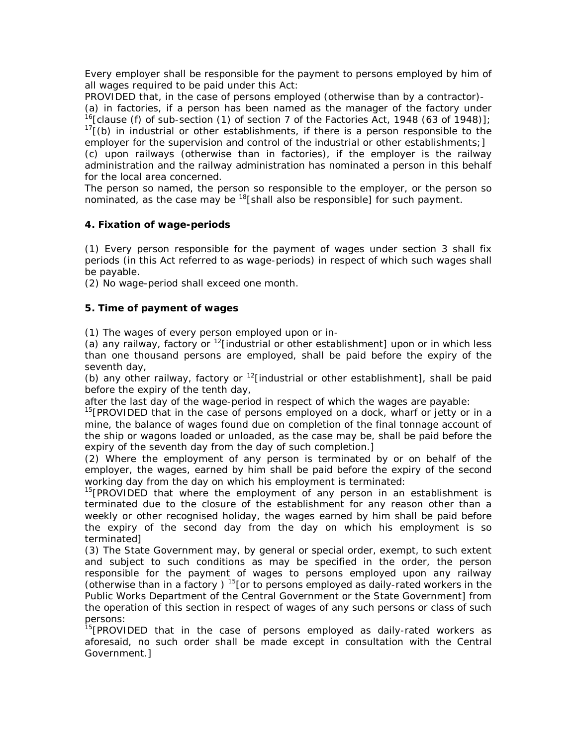Every employer shall be responsible for the payment to persons employed by him of all wages required to be paid under this Act:

PROVIDED that, in the case of persons employed (otherwise than by a contractor)-

(a) in factories, if a person has been named as the manager of the factory under [16][clause (f) of sub-section (1) of section 7 of the Factories Act, 1948 (63 of 1948)];

[17][(b) in industrial or other establishments, if there is a person responsible to the employer for the supervision and control of the industrial or other establishments;]

(c) upon railways (otherwise than in factories), if the employer is the railway administration and the railway administration has nominated a person in this behalf for the local area concerned.

The person so named, the person so responsible to the employer, or the person so nominated, as the case may be [18][shall also be responsible] for such payment.

**4. Fixation of wage-periods**

(1) Every person responsible for the payment of wages under section 3 shall fix periods (in this Act referred to as wage-periods) in respect of which such wages shall be payable.

(2) No wage-period shall exceed one month.

**5. Time of payment of wages**

(1) The wages of every person employed upon or in-

(a) any railway, factory or [12][industrial or other establishment] upon or in which less than one thousand persons are employed, shall be paid before the expiry of the seventh day,

(b) any other railway, factory or [12][industrial or other establishment], shall be paid before the expiry of the tenth day,

after the last day of the wage-period in respect of which the wages are payable:

[15][PROVIDED that in the case of persons employed on a dock, wharf or jetty or in a mine, the balance of wages found due on completion of the final tonnage account of the ship or wagons loaded or unloaded, as the case may be, shall be paid before the expiry of the seventh day from the day of such completion.]

(2) Where the employment of any person is terminated by or on behalf of the employer, the wages, earned by him shall be paid before the expiry of the second working day from the day on which his employment is terminated:

[15][PROVIDED that where the employment of any person in an establishment is terminated due to the closure of the establishment for any reason other than a weekly or other recognised holiday, the wages earned by him shall be paid before the expiry of the second day from the day on which his employment is so terminated]

(3) The State Government may, by general or special order, exempt, to such extent and subject to such conditions as may be specified in the order, the person responsible for the payment of wages to persons employed upon any railway (otherwise than in a factory ) [15][or to persons employed as daily-rated workers in the Public Works Department of the Central Government or the State Government] from the operation of this section in respect of wages of any such persons or class of such persons:

[15][PROVIDED that in the case of persons employed as daily-rated workers as aforesaid, no such order shall be made except in consultation with the Central Government.]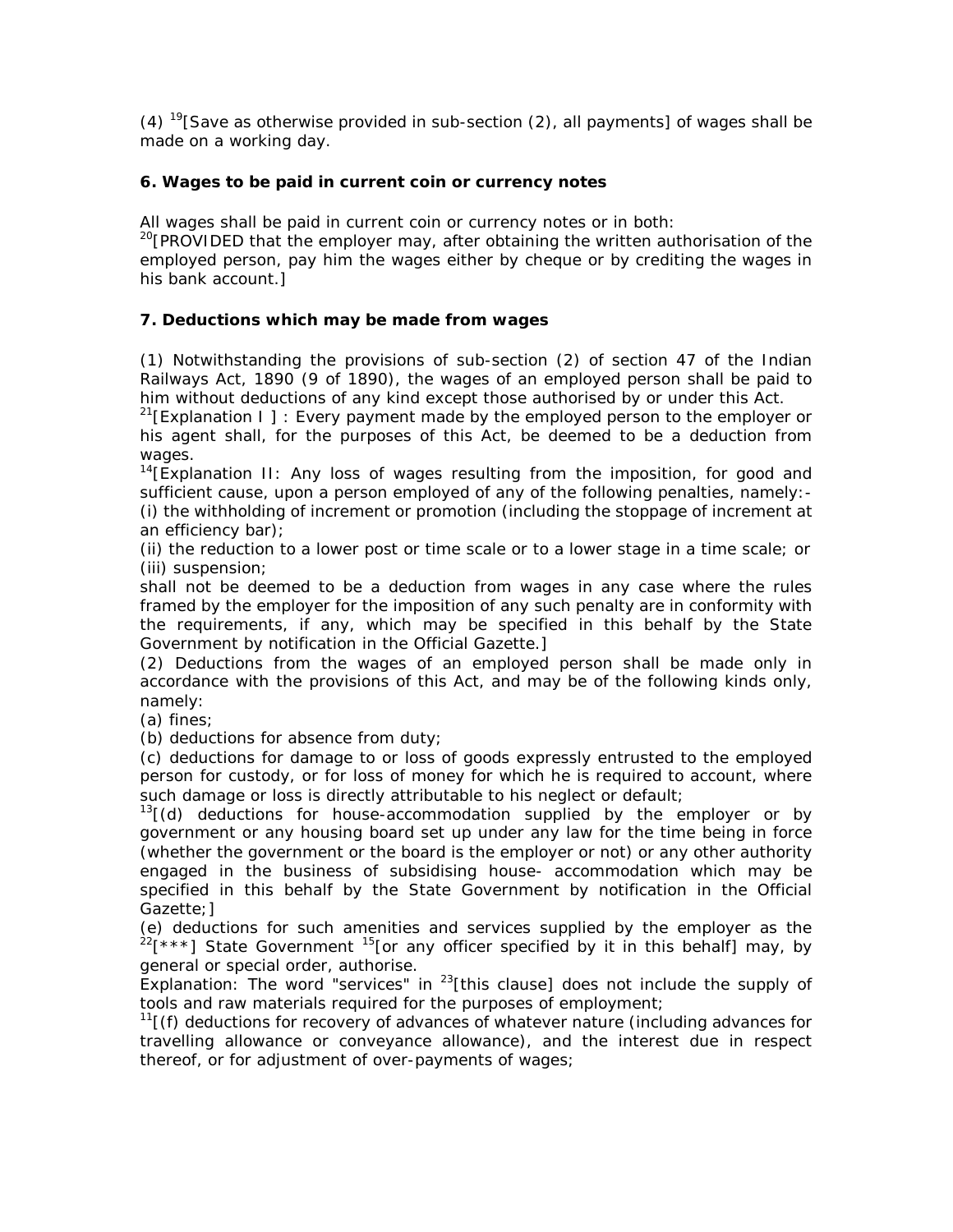(4) [19][Save as otherwise provided in sub-section (2), all payments] of wages shall be made on a working day.

**6. Wages to be paid in current coin or currency notes**

All wages shall be paid in current coin or currency notes or in both:
[20][PROVIDED that the employer may, after obtaining the written authorisation of the employed person, pay him the wages either by cheque or by crediting the wages in his bank account.]

**7. Deductions which may be made from wages**

(1) Notwithstanding the provisions of sub-section (2) of section 47 of the Indian Railways Act, 1890 (9 of 1890), the wages of an employed person shall be paid to him without deductions of any kind except those authorised by or under this Act.
[21][Explanation I ] : Every payment made by the employed person to the employer or his agent shall, for the purposes of this Act, be deemed to be a deduction from wages.
[14][Explanation II: Any loss of wages resulting from the imposition, for good and sufficient cause, upon a person employed of any of the following penalties, namely:-
(i) the withholding of increment or promotion (including the stoppage of increment at an efficiency bar);
(ii) the reduction to a lower post or time scale or to a lower stage in a time scale; or
(iii) suspension;
shall not be deemed to be a deduction from wages in any case where the rules framed by the employer for the imposition of any such penalty are in conformity with the requirements, if any, which may be specified in this behalf by the State Government by notification in the Official Gazette.]
(2) Deductions from the wages of an employed person shall be made only in accordance with the provisions of this Act, and may be of the following kinds only, namely:
(a) fines;
(b) deductions for absence from duty;
(c) deductions for damage to or loss of goods expressly entrusted to the employed person for custody, or for loss of money for which he is required to account, where such damage or loss is directly attributable to his neglect or default;
[13][(d) deductions for house-accommodation supplied by the employer or by government or any housing board set up under any law for the time being in force (whether the government or the board is the employer or not) or any other authority engaged in the business of subsidising house- accommodation which may be specified in this behalf by the State Government by notification in the Official Gazette;]
(e) deductions for such amenities and services supplied by the employer as the [22][***] State Government [15][or any officer specified by it in this behalf] may, by general or special order, authorise.
Explanation: The word "services" in [23][this clause] does not include the supply of tools and raw materials required for the purposes of employment;
[11][(f) deductions for recovery of advances of whatever nature (including advances for travelling allowance or conveyance allowance), and the interest due in respect thereof, or for adjustment of over-payments of wages;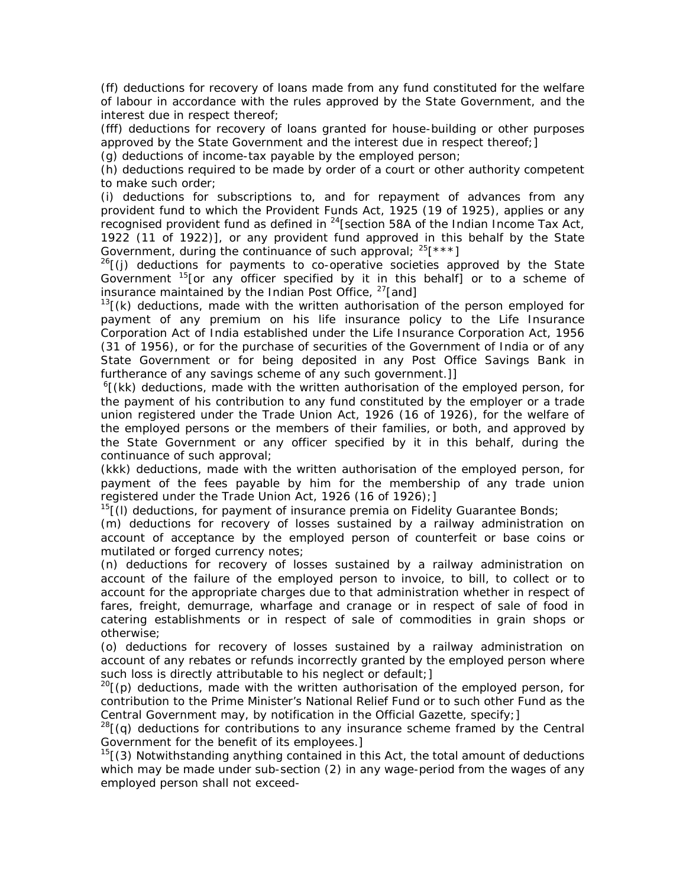(ff) deductions for recovery of loans made from any fund constituted for the welfare of labour in accordance with the rules approved by the State Government, and the interest due in respect thereof;

(fff) deductions for recovery of loans granted for house-building or other purposes approved by the State Government and the interest due in respect thereof;]

(g) deductions of income-tax payable by the employed person;

(h) deductions required to be made by order of a court or other authority competent to make such order;

(i) deductions for subscriptions to, and for repayment of advances from any provident fund to which the Provident Funds Act, 1925 (19 of 1925), applies or any recognised provident fund as defined in [24][section 58A of the Indian Income Tax Act, 1922 (11 of 1922)], or any provident fund approved in this behalf by the State Government, during the continuance of such approval; [25][***]

[26][(j) deductions for payments to co-operative societies approved by the State Government [15][or any officer specified by it in this behalf] or to a scheme of insurance maintained by the Indian Post Office, [27][and]

[13][(k) deductions, made with the written authorisation of the person employed for payment of any premium on his life insurance policy to the Life Insurance Corporation Act of India established under the Life Insurance Corporation Act, 1956 (31 of 1956), or for the purchase of securities of the Government of India or of any State Government or for being deposited in any Post Office Savings Bank in furtherance of any savings scheme of any such government.]]

[6][(kk) deductions, made with the written authorisation of the employed person, for the payment of his contribution to any fund constituted by the employer or a trade union registered under the Trade Union Act, 1926 (16 of 1926), for the welfare of the employed persons or the members of their families, or both, and approved by the State Government or any officer specified by it in this behalf, during the continuance of such approval;

(kkk) deductions, made with the written authorisation of the employed person, for payment of the fees payable by him for the membership of any trade union registered under the Trade Union Act, 1926 (16 of 1926);]

[15][(l) deductions, for payment of insurance premia on Fidelity Guarantee Bonds;

(m) deductions for recovery of losses sustained by a railway administration on account of acceptance by the employed person of counterfeit or base coins or mutilated or forged currency notes;

(n) deductions for recovery of losses sustained by a railway administration on account of the failure of the employed person to invoice, to bill, to collect or to account for the appropriate charges due to that administration whether in respect of fares, freight, demurrage, wharfage and cranage or in respect of sale of food in catering establishments or in respect of sale of commodities in grain shops or otherwise;

(o) deductions for recovery of losses sustained by a railway administration on account of any rebates or refunds incorrectly granted by the employed person where such loss is directly attributable to his neglect or default;]

[20][(p) deductions, made with the written authorisation of the employed person, for contribution to the Prime Minister's National Relief Fund or to such other Fund as the Central Government may, by notification in the Official Gazette, specify;]

[28][(q) deductions for contributions to any insurance scheme framed by the Central Government for the benefit of its employees.]

[15][(3) Notwithstanding anything contained in this Act, the total amount of deductions which may be made under sub-section (2) in any wage-period from the wages of any employed person shall not exceed-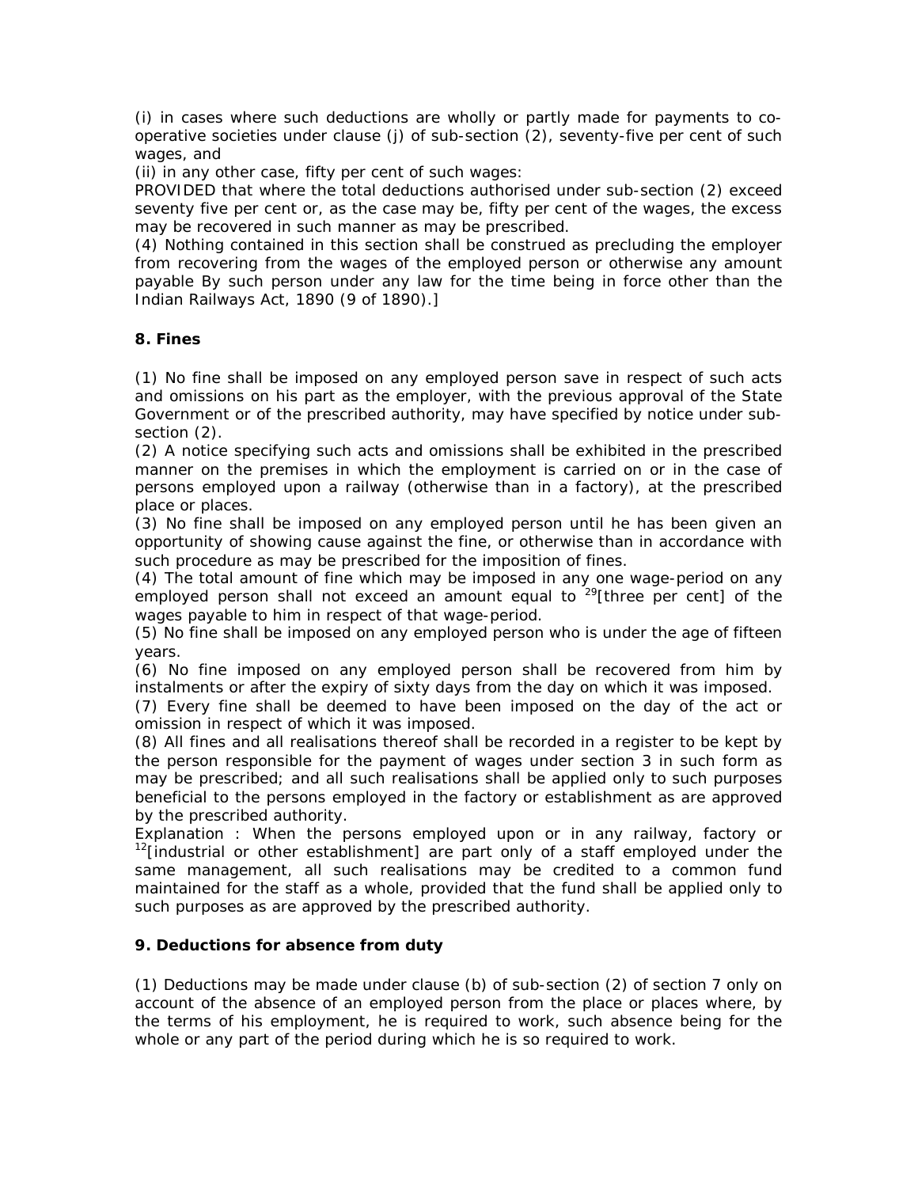(i) in cases where such deductions are wholly or partly made for payments to co-operative societies under clause (j) of sub-section (2), seventy-five per cent of such wages, and

(ii) in any other case, fifty per cent of such wages:

PROVIDED that where the total deductions authorised under sub-section (2) exceed seventy five per cent or, as the case may be, fifty per cent of the wages, the excess may be recovered in such manner as may be prescribed.

(4) Nothing contained in this section shall be construed as precluding the employer from recovering from the wages of the employed person or otherwise any amount payable By such person under any law for the time being in force other than the Indian Railways Act, 1890 (9 of 1890).]

**8. Fines**

(1) No fine shall be imposed on any employed person save in respect of such acts and omissions on his part as the employer, with the previous approval of the State Government or of the prescribed authority, may have specified by notice under sub-section (2).

(2) A notice specifying such acts and omissions shall be exhibited in the prescribed manner on the premises in which the employment is carried on or in the case of persons employed upon a railway (otherwise than in a factory), at the prescribed place or places.

(3) No fine shall be imposed on any employed person until he has been given an opportunity of showing cause against the fine, or otherwise than in accordance with such procedure as may be prescribed for the imposition of fines.

(4) The total amount of fine which may be imposed in any one wage-period on any employed person shall not exceed an amount equal to [29][three per cent] of the wages payable to him in respect of that wage-period.

(5) No fine shall be imposed on any employed person who is under the age of fifteen years.

(6) No fine imposed on any employed person shall be recovered from him by instalments or after the expiry of sixty days from the day on which it was imposed.

(7) Every fine shall be deemed to have been imposed on the day of the act or omission in respect of which it was imposed.

(8) All fines and all realisations thereof shall be recorded in a register to be kept by the person responsible for the payment of wages under section 3 in such form as may be prescribed; and all such realisations shall be applied only to such purposes beneficial to the persons employed in the factory or establishment as are approved by the prescribed authority.

Explanation : When the persons employed upon or in any railway, factory or [12][industrial or other establishment] are part only of a staff employed under the same management, all such realisations may be credited to a common fund maintained for the staff as a whole, provided that the fund shall be applied only to such purposes as are approved by the prescribed authority.

**9. Deductions for absence from duty**

(1) Deductions may be made under clause (b) of sub-section (2) of section 7 only on account of the absence of an employed person from the place or places where, by the terms of his employment, he is required to work, such absence being for the whole or any part of the period during which he is so required to work.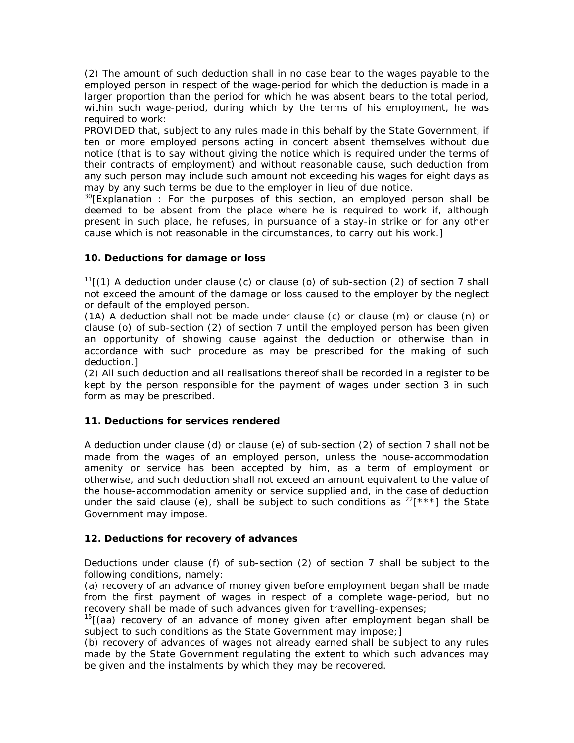(2) The amount of such deduction shall in no case bear to the wages payable to the employed person in respect of the wage-period for which the deduction is made in a larger proportion than the period for which he was absent bears to the total period, within such wage-period, during which by the terms of his employment, he was required to work:

PROVIDED that, subject to any rules made in this behalf by the State Government, if ten or more employed persons acting in concert absent themselves without due notice (that is to say without giving the notice which is required under the terms of their contracts of employment) and without reasonable cause, such deduction from any such person may include such amount not exceeding his wages for eight days as may by any such terms be due to the employer in lieu of due notice.

[30][Explanation : For the purposes of this section, an employed person shall be deemed to be absent from the place where he is required to work if, although present in such place, he refuses, in pursuance of a stay-in strike or for any other cause which is not reasonable in the circumstances, to carry out his work.]

**10. Deductions for damage or loss**

[11][(1) A deduction under clause (c) or clause (o) of sub-section (2) of section 7 shall not exceed the amount of the damage or loss caused to the employer by the neglect or default of the employed person.

(1A) A deduction shall not be made under clause (c) or clause (m) or clause (n) or clause (o) of sub-section (2) of section 7 until the employed person has been given an opportunity of showing cause against the deduction or otherwise than in accordance with such procedure as may be prescribed for the making of such deduction.]

(2) All such deduction and all realisations thereof shall be recorded in a register to be kept by the person responsible for the payment of wages under section 3 in such form as may be prescribed.

**11. Deductions for services rendered**

A deduction under clause (d) or clause (e) of sub-section (2) of section 7 shall not be made from the wages of an employed person, unless the house-accommodation amenity or service has been accepted by him, as a term of employment or otherwise, and such deduction shall not exceed an amount equivalent to the value of the house-accommodation amenity or service supplied and, in the case of deduction under the said clause (e), shall be subject to such conditions as [22][***] the State Government may impose.

**12. Deductions for recovery of advances**

Deductions under clause (f) of sub-section (2) of section 7 shall be subject to the following conditions, namely:

(a) recovery of an advance of money given before employment began shall be made from the first payment of wages in respect of a complete wage-period, but no recovery shall be made of such advances given for travelling-expenses;

[15][(aa) recovery of an advance of money given after employment began shall be subject to such conditions as the State Government may impose;]

(b) recovery of advances of wages not already earned shall be subject to any rules made by the State Government regulating the extent to which such advances may be given and the instalments by which they may be recovered.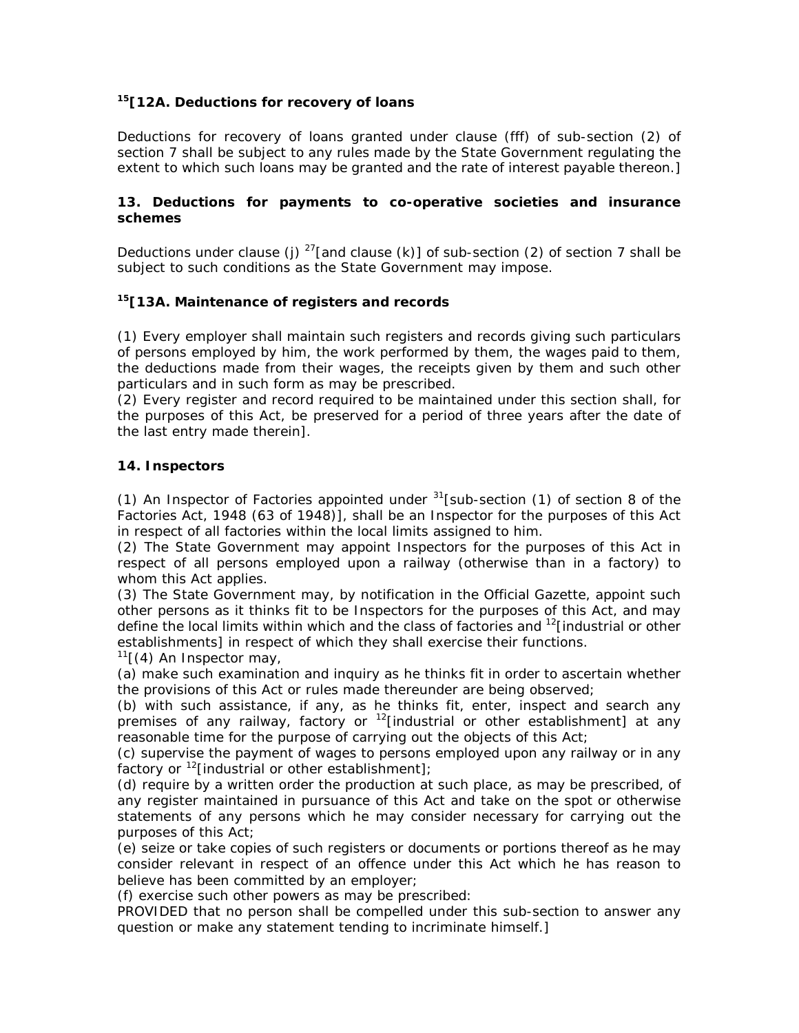### [15][12A. Deductions for recovery of loans

Deductions for recovery of loans granted under clause (fff) of sub-section (2) of section 7 shall be subject to any rules made by the State Government regulating the extent to which such loans may be granted and the rate of interest payable thereon.]

### 13. Deductions for payments to co-operative societies and insurance schemes

Deductions under clause (j) [27][and clause (k)] of sub-section (2) of section 7 shall be subject to such conditions as the State Government may impose.

### [15][13A. Maintenance of registers and records

(1) Every employer shall maintain such registers and records giving such particulars of persons employed by him, the work performed by them, the wages paid to them, the deductions made from their wages, the receipts given by them and such other particulars and in such form as may be prescribed.
(2) Every register and record required to be maintained under this section shall, for the purposes of this Act, be preserved for a period of three years after the date of the last entry made therein].

### 14. Inspectors

(1) An Inspector of Factories appointed under [31][sub-section (1) of section 8 of the Factories Act, 1948 (63 of 1948)], shall be an Inspector for the purposes of this Act in respect of all factories within the local limits assigned to him.
(2) The State Government may appoint Inspectors for the purposes of this Act in respect of all persons employed upon a railway (otherwise than in a factory) to whom this Act applies.
(3) The State Government may, by notification in the Official Gazette, appoint such other persons as it thinks fit to be Inspectors for the purposes of this Act, and may define the local limits within which and the class of factories and [12][industrial or other establishments] in respect of which they shall exercise their functions.
[11][(4) An Inspector may,
(a) make such examination and inquiry as he thinks fit in order to ascertain whether the provisions of this Act or rules made thereunder are being observed;
(b) with such assistance, if any, as he thinks fit, enter, inspect and search any premises of any railway, factory or [12][industrial or other establishment] at any reasonable time for the purpose of carrying out the objects of this Act;
(c) supervise the payment of wages to persons employed upon any railway or in any factory or [12][industrial or other establishment];
(d) require by a written order the production at such place, as may be prescribed, of any register maintained in pursuance of this Act and take on the spot or otherwise statements of any persons which he may consider necessary for carrying out the purposes of this Act;
(e) seize or take copies of such registers or documents or portions thereof as he may consider relevant in respect of an offence under this Act which he has reason to believe has been committed by an employer;
(f) exercise such other powers as may be prescribed:
PROVIDED that no person shall be compelled under this sub-section to answer any question or make any statement tending to incriminate himself.]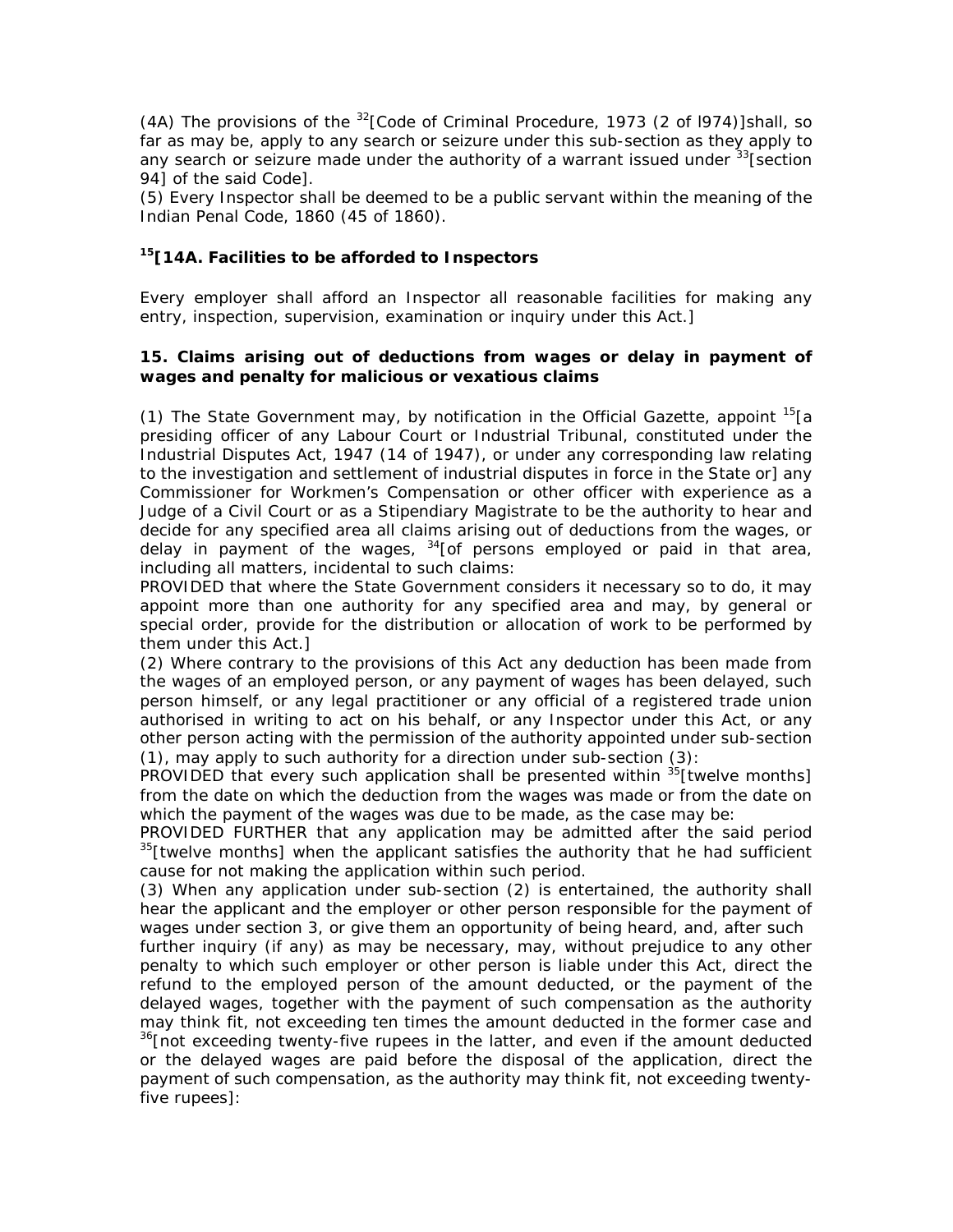(4A) The provisions of the [32][Code of Criminal Procedure, 1973 (2 of l974)]shall, so far as may be, apply to any search or seizure under this sub-section as they apply to any search or seizure made under the authority of a warrant issued under [33][section 94] of the said Code].

(5) Every Inspector shall be deemed to be a public servant within the meaning of the Indian Penal Code, 1860 (45 of 1860).

### [15][14A. Facilities to be afforded to Inspectors

Every employer shall afford an Inspector all reasonable facilities for making any entry, inspection, supervision, examination or inquiry under this Act.]

### 15. Claims arising out of deductions from wages or delay in payment of wages and penalty for malicious or vexatious claims

(1) The State Government may, by notification in the Official Gazette, appoint [15][a presiding officer of any Labour Court or Industrial Tribunal, constituted under the Industrial Disputes Act, 1947 (14 of 1947), or under any corresponding law relating to the investigation and settlement of industrial disputes in force in the State or] any Commissioner for Workmen's Compensation or other officer with experience as a Judge of a Civil Court or as a Stipendiary Magistrate to be the authority to hear and decide for any specified area all claims arising out of deductions from the wages, or delay in payment of the wages, [34][of persons employed or paid in that area, including all matters, incidental to such claims:

PROVIDED that where the State Government considers it necessary so to do, it may appoint more than one authority for any specified area and may, by general or special order, provide for the distribution or allocation of work to be performed by them under this Act.]

(2) Where contrary to the provisions of this Act any deduction has been made from the wages of an employed person, or any payment of wages has been delayed, such person himself, or any legal practitioner or any official of a registered trade union authorised in writing to act on his behalf, or any Inspector under this Act, or any other person acting with the permission of the authority appointed under sub-section (1), may apply to such authority for a direction under sub-section (3):

PROVIDED that every such application shall be presented within [35][twelve months] from the date on which the deduction from the wages was made or from the date on which the payment of the wages was due to be made, as the case may be:

PROVIDED FURTHER that any application may be admitted after the said period [35][twelve months] when the applicant satisfies the authority that he had sufficient cause for not making the application within such period.

(3) When any application under sub-section (2) is entertained, the authority shall hear the applicant and the employer or other person responsible for the payment of wages under section 3, or give them an opportunity of being heard, and, after such further inquiry (if any) as may be necessary, may, without prejudice to any other penalty to which such employer or other person is liable under this Act, direct the refund to the employed person of the amount deducted, or the payment of the delayed wages, together with the payment of such compensation as the authority may think fit, not exceeding ten times the amount deducted in the former case and [36][not exceeding twenty-five rupees in the latter, and even if the amount deducted or the delayed wages are paid before the disposal of the application, direct the payment of such compensation, as the authority may think fit, not exceeding twenty-five rupees]: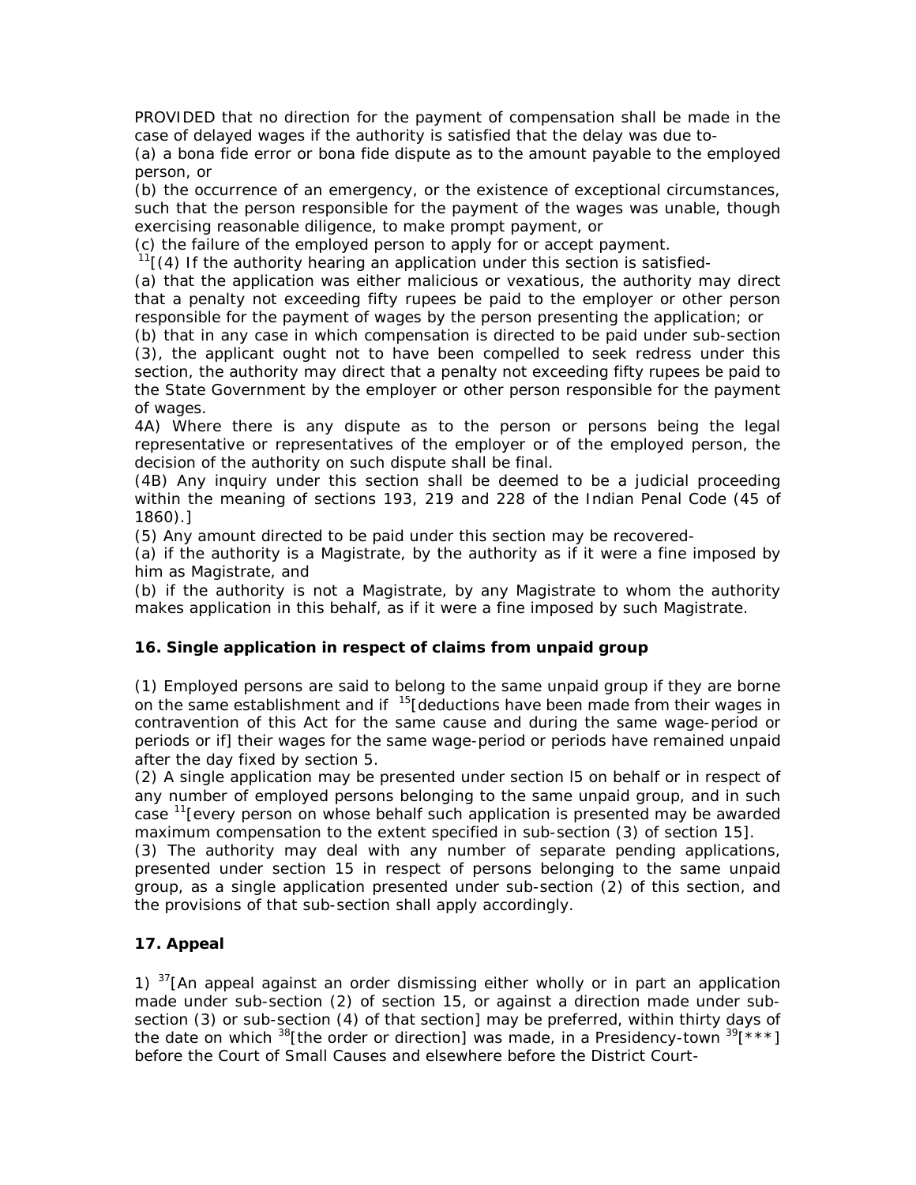PROVIDED that no direction for the payment of compensation shall be made in the case of delayed wages if the authority is satisfied that the delay was due to-

(a) a bona fide error or bona fide dispute as to the amount payable to the employed person, or

(b) the occurrence of an emergency, or the existence of exceptional circumstances, such that the person responsible for the payment of the wages was unable, though exercising reasonable diligence, to make prompt payment, or

(c) the failure of the employed person to apply for or accept payment.

[11][(4) If the authority hearing an application under this section is satisfied-

(a) that the application was either malicious or vexatious, the authority may direct that a penalty not exceeding fifty rupees be paid to the employer or other person responsible for the payment of wages by the person presenting the application; or

(b) that in any case in which compensation is directed to be paid under sub-section (3), the applicant ought not to have been compelled to seek redress under this section, the authority may direct that a penalty not exceeding fifty rupees be paid to the State Government by the employer or other person responsible for the payment of wages.

4A) Where there is any dispute as to the person or persons being the legal representative or representatives of the employer or of the employed person, the decision of the authority on such dispute shall be final.

(4B) Any inquiry under this section shall be deemed to be a judicial proceeding within the meaning of sections 193, 219 and 228 of the Indian Penal Code (45 of 1860).]

(5) Any amount directed to be paid under this section may be recovered-

(a) if the authority is a Magistrate, by the authority as if it were a fine imposed by him as Magistrate, and

(b) if the authority is not a Magistrate, by any Magistrate to whom the authority makes application in this behalf, as if it were a fine imposed by such Magistrate.

### 16. Single application in respect of claims from unpaid group

(1) Employed persons are said to belong to the same unpaid group if they are borne on the same establishment and if [15][deductions have been made from their wages in contravention of this Act for the same cause and during the same wage-period or periods or if] their wages for the same wage-period or periods have remained unpaid after the day fixed by section 5.

(2) A single application may be presented under section l5 on behalf or in respect of any number of employed persons belonging to the same unpaid group, and in such case [11][every person on whose behalf such application is presented may be awarded maximum compensation to the extent specified in sub-section (3) of section 15].

(3) The authority may deal with any number of separate pending applications, presented under section 15 in respect of persons belonging to the same unpaid group, as a single application presented under sub-section (2) of this section, and the provisions of that sub-section shall apply accordingly.

### 17. Appeal

1) [37][An appeal against an order dismissing either wholly or in part an application made under sub-section (2) of section 15, or against a direction made under sub-section (3) or sub-section (4) of that section] may be preferred, within thirty days of the date on which [38][the order or direction] was made, in a Presidency-town [39][***] before the Court of Small Causes and elsewhere before the District Court-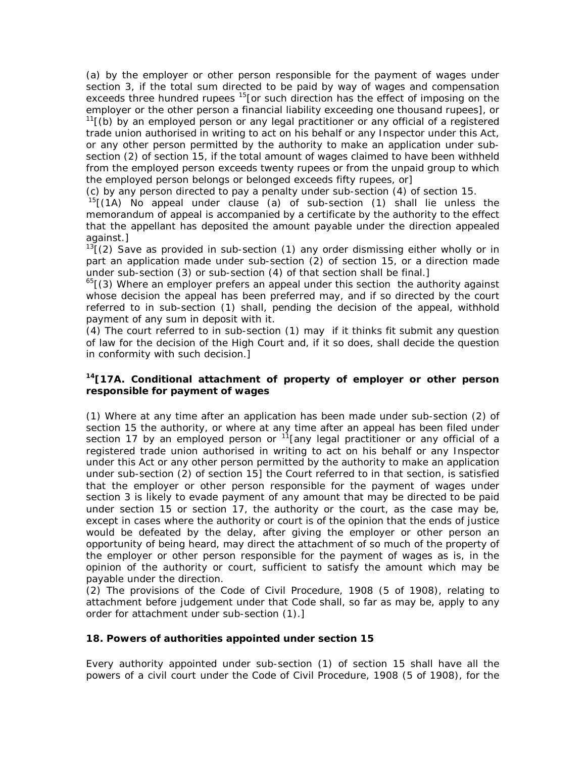(a) by the employer or other person responsible for the payment of wages under section 3, if the total sum directed to be paid by way of wages and compensation exceeds three hundred rupees [15][or such direction has the effect of imposing on the employer or the other person a financial liability exceeding one thousand rupees], or

[11][(b) by an employed person or any legal practitioner or any official of a registered trade union authorised in writing to act on his behalf or any Inspector under this Act, or any other person permitted by the authority to make an application under sub-section (2) of section 15, if the total amount of wages claimed to have been withheld from the employed person exceeds twenty rupees or from the unpaid group to which the employed person belongs or belonged exceeds fifty rupees, or]

(c) by any person directed to pay a penalty under sub-section (4) of section 15.

[15][(1A) No appeal under clause (a) of sub-section (1) shall lie unless the memorandum of appeal is accompanied by a certificate by the authority to the effect that the appellant has deposited the amount payable under the direction appealed against.]

[13][(2) Save as provided in sub-section (1) any order dismissing either wholly or in part an application made under sub-section (2) of section 15, or a direction made under sub-section (3) or sub-section (4) of that section shall be final.]

[65][(3) Where an employer prefers an appeal under this section the authority against whose decision the appeal has been preferred may, and if so directed by the court referred to in sub-section (1) shall, pending the decision of the appeal, withhold payment of any sum in deposit with it.

(4) The court referred to in sub-section (1) may if it thinks fit submit any question of law for the decision of the High Court and, if it so does, shall decide the question in conformity with such decision.]

### [14][17A. Conditional attachment of property of employer or other person responsible for payment of wages

(1) Where at any time after an application has been made under sub-section (2) of section 15 the authority, or where at any time after an appeal has been filed under section 17 by an employed person or [11][any legal practitioner or any official of a registered trade union authorised in writing to act on his behalf or any Inspector under this Act or any other person permitted by the authority to make an application under sub-section (2) of section 15] the Court referred to in that section, is satisfied that the employer or other person responsible for the payment of wages under section 3 is likely to evade payment of any amount that may be directed to be paid under section 15 or section 17, the authority or the court, as the case may be, except in cases where the authority or court is of the opinion that the ends of justice would be defeated by the delay, after giving the employer or other person an opportunity of being heard, may direct the attachment of so much of the property of the employer or other person responsible for the payment of wages as is, in the opinion of the authority or court, sufficient to satisfy the amount which may be payable under the direction.

(2) The provisions of the Code of Civil Procedure, 1908 (5 of 1908), relating to attachment before judgement under that Code shall, so far as may be, apply to any order for attachment under sub-section (1).]

### 18. Powers of authorities appointed under section 15

Every authority appointed under sub-section (1) of section 15 shall have all the powers of a civil court under the Code of Civil Procedure, 1908 (5 of 1908), for the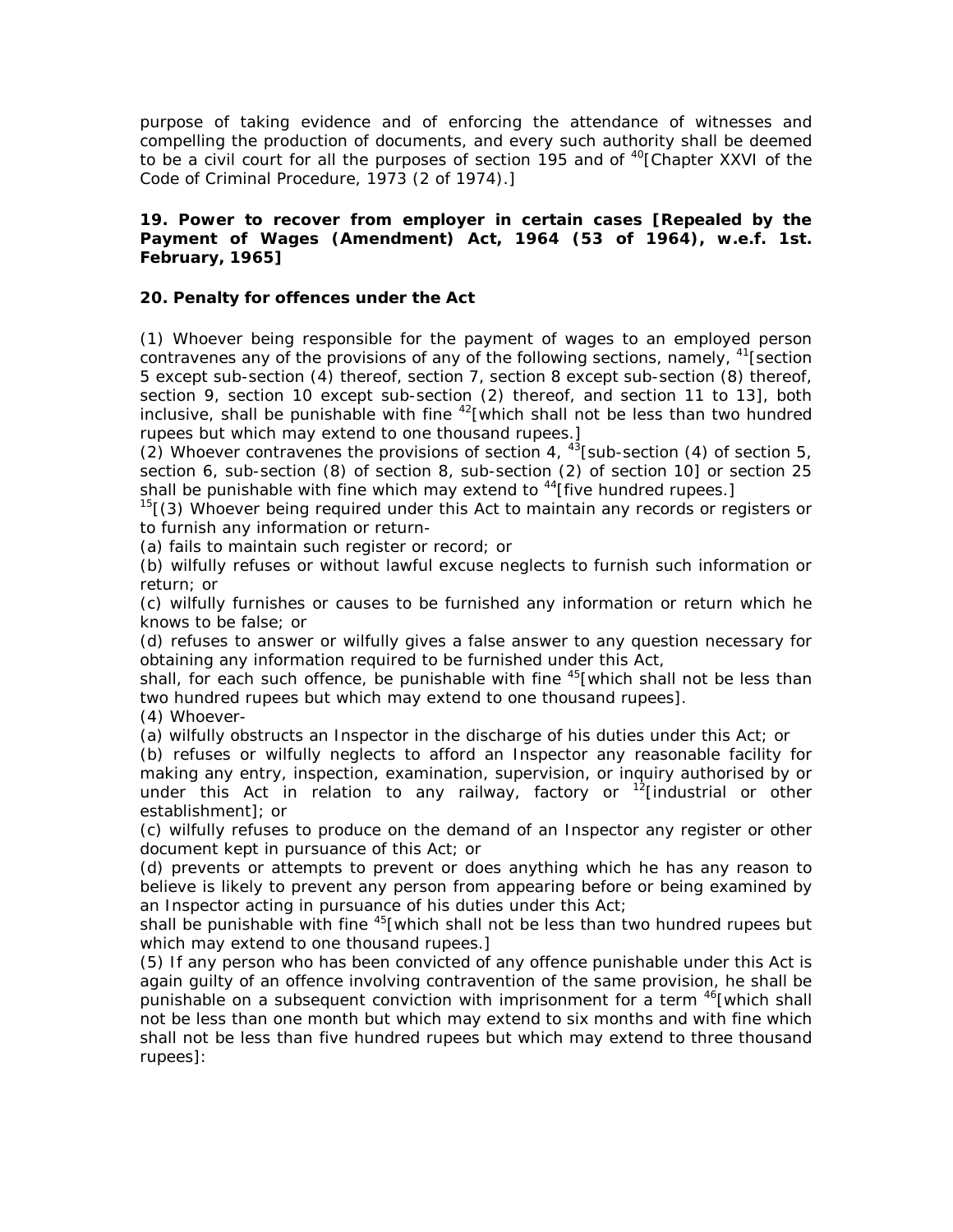purpose of taking evidence and of enforcing the attendance of witnesses and compelling the production of documents, and every such authority shall be deemed to be a civil court for all the purposes of section 195 and of [40][Chapter XXVI of the Code of Criminal Procedure, 1973 (2 of 1974).]

**19. Power to recover from employer in certain cases [Repealed by the Payment of Wages (Amendment) Act, 1964 (53 of 1964), w.e.f. 1st. February, 1965]**

**20. Penalty for offences under the Act**

(1) Whoever being responsible for the payment of wages to an employed person contravenes any of the provisions of any of the following sections, namely, [41][section 5 except sub-section (4) thereof, section 7, section 8 except sub-section (8) thereof, section 9, section 10 except sub-section (2) thereof, and section 11 to 13], both inclusive, shall be punishable with fine [42][which shall not be less than two hundred rupees but which may extend to one thousand rupees.]

(2) Whoever contravenes the provisions of section 4, [43][sub-section (4) of section 5, section 6, sub-section (8) of section 8, sub-section (2) of section 10] or section 25 shall be punishable with fine which may extend to [44][five hundred rupees.]

[15][(3) Whoever being required under this Act to maintain any records or registers or to furnish any information or return-

(a) fails to maintain such register or record; or

(b) wilfully refuses or without lawful excuse neglects to furnish such information or return; or

(c) wilfully furnishes or causes to be furnished any information or return which he knows to be false; or

(d) refuses to answer or wilfully gives a false answer to any question necessary for obtaining any information required to be furnished under this Act,

shall, for each such offence, be punishable with fine [45][which shall not be less than two hundred rupees but which may extend to one thousand rupees].

(4) Whoever-

(a) wilfully obstructs an Inspector in the discharge of his duties under this Act; or

(b) refuses or wilfully neglects to afford an Inspector any reasonable facility for making any entry, inspection, examination, supervision, or inquiry authorised by or under this Act in relation to any railway, factory or [12][industrial or other establishment]; or

(c) wilfully refuses to produce on the demand of an Inspector any register or other document kept in pursuance of this Act; or

(d) prevents or attempts to prevent or does anything which he has any reason to believe is likely to prevent any person from appearing before or being examined by an Inspector acting in pursuance of his duties under this Act;

shall be punishable with fine [45][which shall not be less than two hundred rupees but which may extend to one thousand rupees.]

(5) If any person who has been convicted of any offence punishable under this Act is again guilty of an offence involving contravention of the same provision, he shall be punishable on a subsequent conviction with imprisonment for a term [46][which shall not be less than one month but which may extend to six months and with fine which shall not be less than five hundred rupees but which may extend to three thousand rupees]: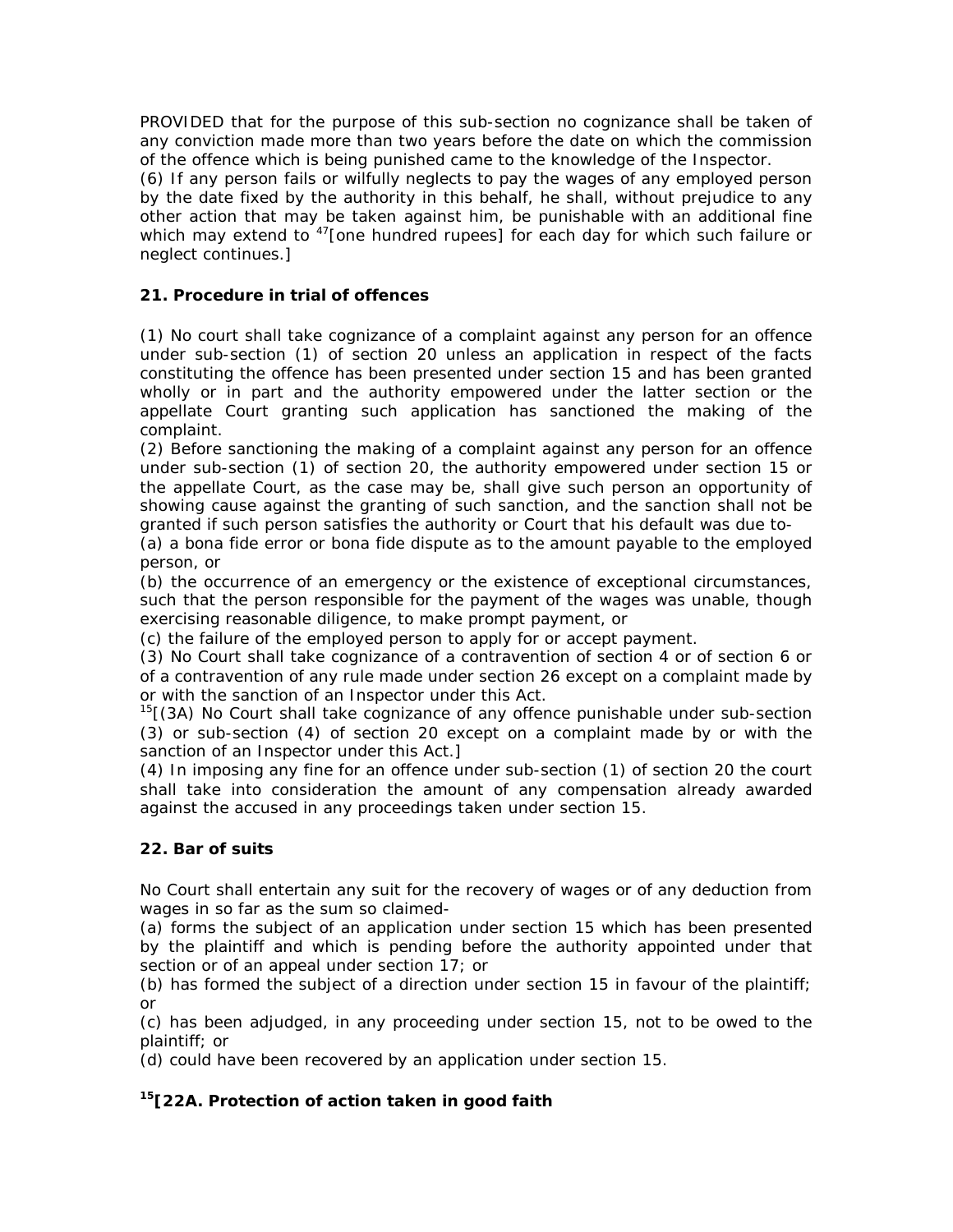PROVIDED that for the purpose of this sub-section no cognizance shall be taken of any conviction made more than two years before the date on which the commission of the offence which is being punished came to the knowledge of the Inspector.

(6) If any person fails or wilfully neglects to pay the wages of any employed person by the date fixed by the authority in this behalf, he shall, without prejudice to any other action that may be taken against him, be punishable with an additional fine which may extend to [47][one hundred rupees] for each day for which such failure or neglect continues.]

### 21. Procedure in trial of offences

(1) No court shall take cognizance of a complaint against any person for an offence under sub-section (1) of section 20 unless an application in respect of the facts constituting the offence has been presented under section 15 and has been granted wholly or in part and the authority empowered under the latter section or the appellate Court granting such application has sanctioned the making of the complaint.

(2) Before sanctioning the making of a complaint against any person for an offence under sub-section (1) of section 20, the authority empowered under section 15 or the appellate Court, as the case may be, shall give such person an opportunity of showing cause against the granting of such sanction, and the sanction shall not be granted if such person satisfies the authority or Court that his default was due to-

(a) a bona fide error or bona fide dispute as to the amount payable to the employed person, or

(b) the occurrence of an emergency or the existence of exceptional circumstances, such that the person responsible for the payment of the wages was unable, though exercising reasonable diligence, to make prompt payment, or

(c) the failure of the employed person to apply for or accept payment.

(3) No Court shall take cognizance of a contravention of section 4 or of section 6 or of a contravention of any rule made under section 26 except on a complaint made by or with the sanction of an Inspector under this Act.

[15][(3A) No Court shall take cognizance of any offence punishable under sub-section (3) or sub-section (4) of section 20 except on a complaint made by or with the sanction of an Inspector under this Act.]

(4) In imposing any fine for an offence under sub-section (1) of section 20 the court shall take into consideration the amount of any compensation already awarded against the accused in any proceedings taken under section 15.

### 22. Bar of suits

No Court shall entertain any suit for the recovery of wages or of any deduction from wages in so far as the sum so claimed-

(a) forms the subject of an application under section 15 which has been presented by the plaintiff and which is pending before the authority appointed under that section or of an appeal under section 17; or

(b) has formed the subject of a direction under section 15 in favour of the plaintiff; or

(c) has been adjudged, in any proceeding under section 15, not to be owed to the plaintiff; or

(d) could have been recovered by an application under section 15.

### [15][22A. Protection of action taken in good faith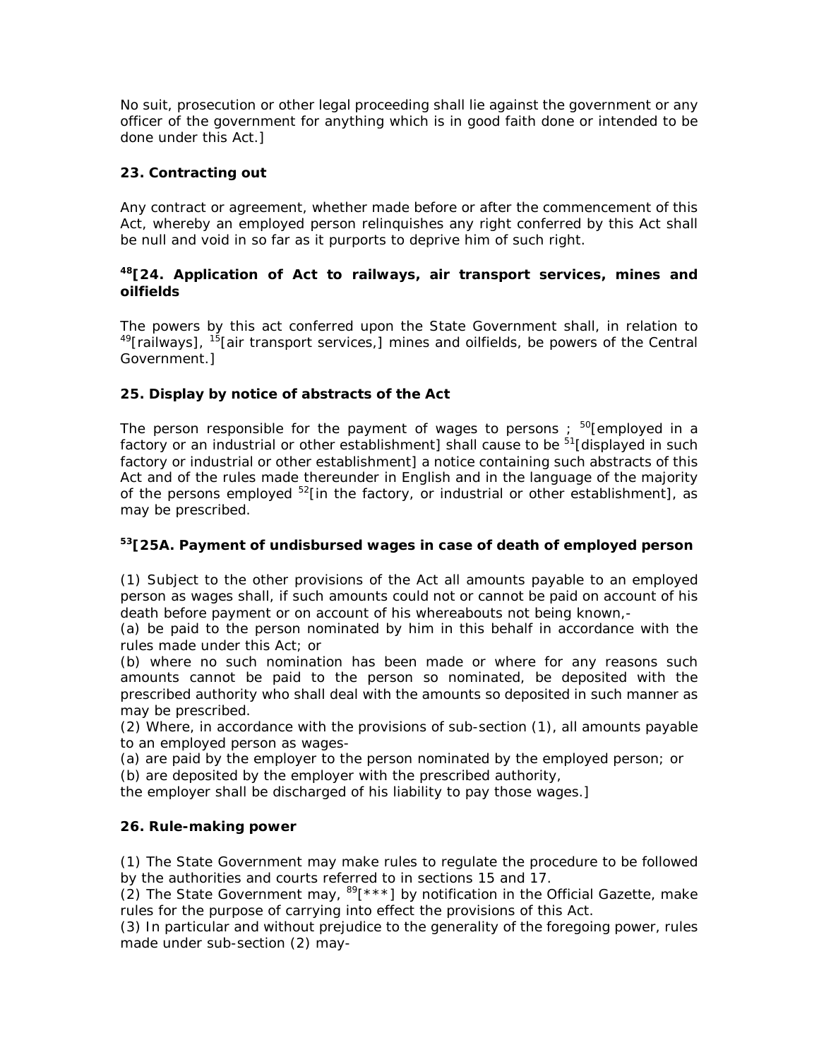No suit, prosecution or other legal proceeding shall lie against the government or any officer of the government for anything which is in good faith done or intended to be done under this Act.]

### 23. Contracting out

Any contract or agreement, whether made before or after the commencement of this Act, whereby an employed person relinquishes any right conferred by this Act shall be null and void in so far as it purports to deprive him of such right.

### [48][24. Application of Act to railways, air transport services, mines and oilfields

The powers by this act conferred upon the State Government shall, in relation to [49][railways], [15][air transport services,] mines and oilfields, be powers of the Central Government.]

### 25. Display by notice of abstracts of the Act

The person responsible for the payment of wages to persons ; [50][employed in a factory or an industrial or other establishment] shall cause to be [51][displayed in such factory or industrial or other establishment] a notice containing such abstracts of this Act and of the rules made thereunder in English and in the language of the majority of the persons employed [52][in the factory, or industrial or other establishment], as may be prescribed.

### [53][25A. Payment of undisbursed wages in case of death of employed person

(1) Subject to the other provisions of the Act all amounts payable to an employed person as wages shall, if such amounts could not or cannot be paid on account of his death before payment or on account of his whereabouts not being known,-
(a) be paid to the person nominated by him in this behalf in accordance with the rules made under this Act; or
(b) where no such nomination has been made or where for any reasons such amounts cannot be paid to the person so nominated, be deposited with the prescribed authority who shall deal with the amounts so deposited in such manner as may be prescribed.
(2) Where, in accordance with the provisions of sub-section (1), all amounts payable to an employed person as wages-
(a) are paid by the employer to the person nominated by the employed person; or
(b) are deposited by the employer with the prescribed authority,
the employer shall be discharged of his liability to pay those wages.]

### 26. Rule-making power

(1) The State Government may make rules to regulate the procedure to be followed by the authorities and courts referred to in sections 15 and 17.
(2) The State Government may, [89][***] by notification in the Official Gazette, make rules for the purpose of carrying into effect the provisions of this Act.
(3) In particular and without prejudice to the generality of the foregoing power, rules made under sub-section (2) may-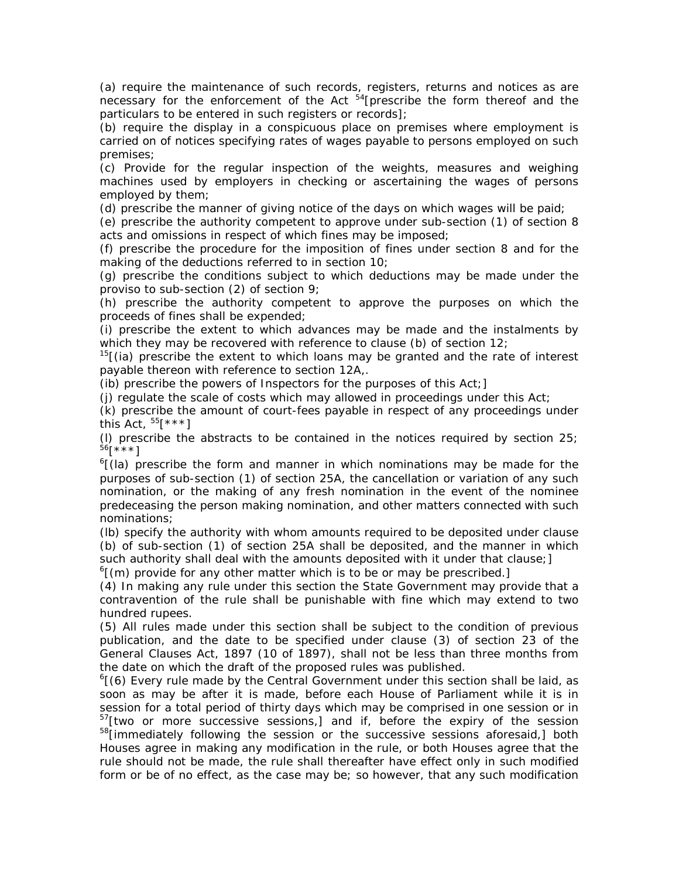(a) require the maintenance of such records, registers, returns and notices as are necessary for the enforcement of the Act [54][prescribe the form thereof and the particulars to be entered in such registers or records];

(b) require the display in a conspicuous place on premises where employment is carried on of notices specifying rates of wages payable to persons employed on such premises;

(c) Provide for the regular inspection of the weights, measures and weighing machines used by employers in checking or ascertaining the wages of persons employed by them;

(d) prescribe the manner of giving notice of the days on which wages will be paid;

(e) prescribe the authority competent to approve under sub-section (1) of section 8 acts and omissions in respect of which fines may be imposed;

(f) prescribe the procedure for the imposition of fines under section 8 and for the making of the deductions referred to in section 10;

(g) prescribe the conditions subject to which deductions may be made under the proviso to sub-section (2) of section 9;

(h) prescribe the authority competent to approve the purposes on which the proceeds of fines shall be expended;

(i) prescribe the extent to which advances may be made and the instalments by which they may be recovered with reference to clause (b) of section 12;

[15][(ia) prescribe the extent to which loans may be granted and the rate of interest payable thereon with reference to section 12A,.

(ib) prescribe the powers of Inspectors for the purposes of this Act;]

(j) regulate the scale of costs which may allowed in proceedings under this Act;

(k) prescribe the amount of court-fees payable in respect of any proceedings under this Act, [55][***]

(l) prescribe the abstracts to be contained in the notices required by section 25; [56][***]

[6][(la) prescribe the form and manner in which nominations may be made for the purposes of sub-section (1) of section 25A, the cancellation or variation of any such nomination, or the making of any fresh nomination in the event of the nominee predeceasing the person making nomination, and other matters connected with such nominations;

(lb) specify the authority with whom amounts required to be deposited under clause (b) of sub-section (1) of section 25A shall be deposited, and the manner in which such authority shall deal with the amounts deposited with it under that clause;]

[6][(m) provide for any other matter which is to be or may be prescribed.]

(4) In making any rule under this section the State Government may provide that a contravention of the rule shall be punishable with fine which may extend to two hundred rupees.

(5) All rules made under this section shall be subject to the condition of previous publication, and the date to be specified under clause (3) of section 23 of the General Clauses Act, 1897 (10 of 1897), shall not be less than three months from the date on which the draft of the proposed rules was published.

[6][(6) Every rule made by the Central Government under this section shall be laid, as soon as may be after it is made, before each House of Parliament while it is in session for a total period of thirty days which may be comprised in one session or in [57][two or more successive sessions,] and if, before the expiry of the session [58][immediately following the session or the successive sessions aforesaid,] both Houses agree in making any modification in the rule, or both Houses agree that the rule should not be made, the rule shall thereafter have effect only in such modified form or be of no effect, as the case may be; so however, that any such modification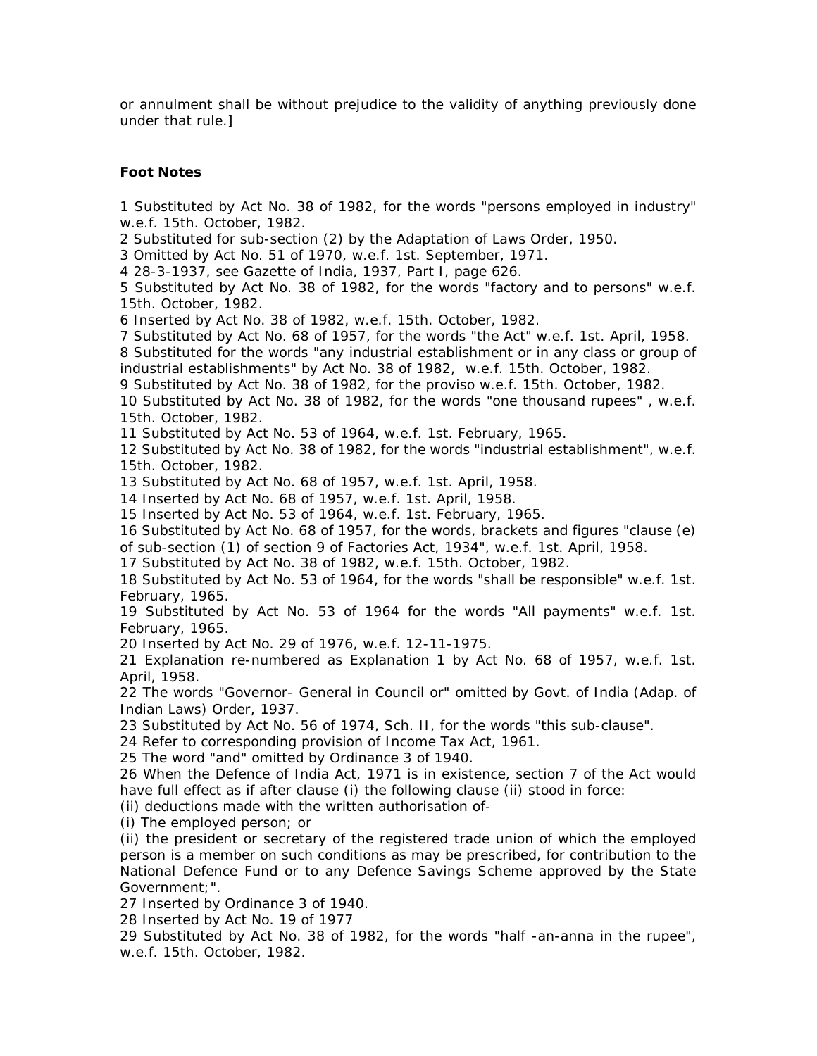or annulment shall be without prejudice to the validity of anything previously done under that rule.]

**Foot Notes**

1 Substituted by Act No. 38 of 1982, for the words "persons employed in industry" w.e.f. 15th. October, 1982.
2 Substituted for sub-section (2) by the Adaptation of Laws Order, 1950.
3 Omitted by Act No. 51 of 1970, w.e.f. 1st. September, 1971.
4 28-3-1937, see Gazette of India, 1937, Part I, page 626.
5 Substituted by Act No. 38 of 1982, for the words "factory and to persons" w.e.f. 15th. October, 1982.
6 Inserted by Act No. 38 of 1982, w.e.f. 15th. October, 1982.
7 Substituted by Act No. 68 of 1957, for the words "the Act" w.e.f. 1st. April, 1958.
8 Substituted for the words "any industrial establishment or in any class or group of industrial establishments" by Act No. 38 of 1982, w.e.f. 15th. October, 1982.
9 Substituted by Act No. 38 of 1982, for the proviso w.e.f. 15th. October, 1982.
10 Substituted by Act No. 38 of 1982, for the words "one thousand rupees" , w.e.f. 15th. October, 1982.
11 Substituted by Act No. 53 of 1964, w.e.f. 1st. February, 1965.
12 Substituted by Act No. 38 of 1982, for the words "industrial establishment", w.e.f. 15th. October, 1982.
13 Substituted by Act No. 68 of 1957, w.e.f. 1st. April, 1958.
14 Inserted by Act No. 68 of 1957, w.e.f. 1st. April, 1958.
15 Inserted by Act No. 53 of 1964, w.e.f. 1st. February, 1965.
16 Substituted by Act No. 68 of 1957, for the words, brackets and figures "clause (e) of sub-section (1) of section 9 of Factories Act, 1934", w.e.f. 1st. April, 1958.
17 Substituted by Act No. 38 of 1982, w.e.f. 15th. October, 1982.
18 Substituted by Act No. 53 of 1964, for the words "shall be responsible" w.e.f. 1st. February, 1965.
19 Substituted by Act No. 53 of 1964 for the words "All payments" w.e.f. 1st. February, 1965.
20 Inserted by Act No. 29 of 1976, w.e.f. 12-11-1975.
21 Explanation re-numbered as Explanation 1 by Act No. 68 of 1957, w.e.f. 1st. April, 1958.
22 The words "Governor- General in Council or" omitted by Govt. of India (Adap. of Indian Laws) Order, 1937.
23 Substituted by Act No. 56 of 1974, Sch. II, for the words "this sub-clause".
24 Refer to corresponding provision of Income Tax Act, 1961.
25 The word "and" omitted by Ordinance 3 of 1940.
26 When the Defence of India Act, 1971 is in existence, section 7 of the Act would have full effect as if after clause (i) the following clause (ii) stood in force:
(ii) deductions made with the written authorisation of-
(i) The employed person; or
(ii) the president or secretary of the registered trade union of which the employed person is a member on such conditions as may be prescribed, for contribution to the National Defence Fund or to any Defence Savings Scheme approved by the State Government;".
27 Inserted by Ordinance 3 of 1940.
28 Inserted by Act No. 19 of 1977
29 Substituted by Act No. 38 of 1982, for the words "half -an-anna in the rupee", w.e.f. 15th. October, 1982.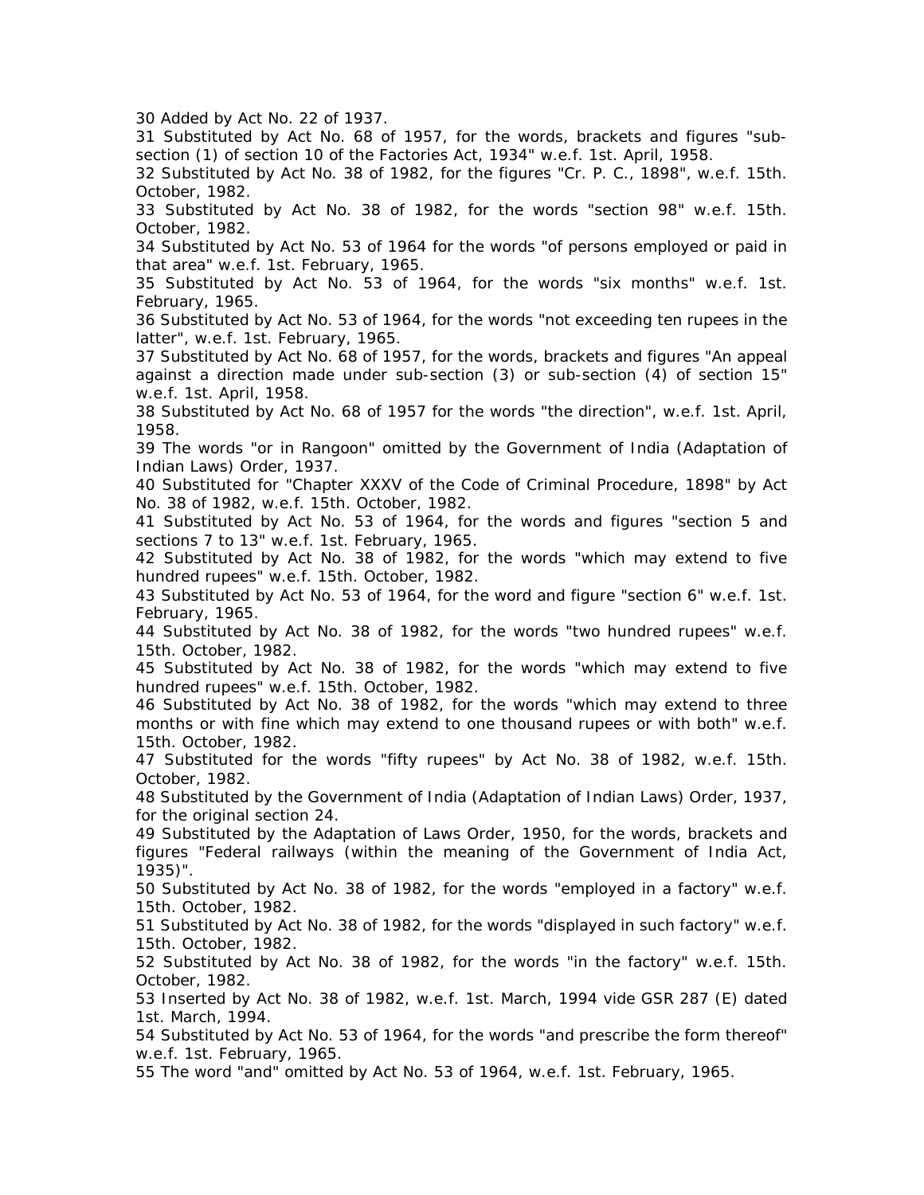30 Added by Act No. 22 of 1937.

31 Substituted by Act No. 68 of 1957, for the words, brackets and figures "sub-section (1) of section 10 of the Factories Act, 1934" w.e.f. 1st. April, 1958.

32 Substituted by Act No. 38 of 1982, for the figures "Cr. P. C., 1898", w.e.f. 15th. October, 1982.

33 Substituted by Act No. 38 of 1982, for the words "section 98" w.e.f. 15th. October, 1982.

34 Substituted by Act No. 53 of 1964 for the words "of persons employed or paid in that area" w.e.f. 1st. February, 1965.

35 Substituted by Act No. 53 of 1964, for the words "six months" w.e.f. 1st. February, 1965.

36 Substituted by Act No. 53 of 1964, for the words "not exceeding ten rupees in the latter", w.e.f. 1st. February, 1965.

37 Substituted by Act No. 68 of 1957, for the words, brackets and figures "An appeal against a direction made under sub-section (3) or sub-section (4) of section 15" w.e.f. 1st. April, 1958.

38 Substituted by Act No. 68 of 1957 for the words "the direction", w.e.f. 1st. April, 1958.

39 The words "or in Rangoon" omitted by the Government of India (Adaptation of Indian Laws) Order, 1937.

40 Substituted for "Chapter XXXV of the Code of Criminal Procedure, 1898" by Act No. 38 of 1982, w.e.f. 15th. October, 1982.

41 Substituted by Act No. 53 of 1964, for the words and figures "section 5 and sections 7 to 13" w.e.f. 1st. February, 1965.

42 Substituted by Act No. 38 of 1982, for the words "which may extend to five hundred rupees" w.e.f. 15th. October, 1982.

43 Substituted by Act No. 53 of 1964, for the word and figure "section 6" w.e.f. 1st. February, 1965.

44 Substituted by Act No. 38 of 1982, for the words "two hundred rupees" w.e.f. 15th. October, 1982.

45 Substituted by Act No. 38 of 1982, for the words "which may extend to five hundred rupees" w.e.f. 15th. October, 1982.

46 Substituted by Act No. 38 of 1982, for the words "which may extend to three months or with fine which may extend to one thousand rupees or with both" w.e.f. 15th. October, 1982.

47 Substituted for the words "fifty rupees" by Act No. 38 of 1982, w.e.f. 15th. October, 1982.

48 Substituted by the Government of India (Adaptation of Indian Laws) Order, 1937, for the original section 24.

49 Substituted by the Adaptation of Laws Order, 1950, for the words, brackets and figures "Federal railways (within the meaning of the Government of India Act, 1935)".

50 Substituted by Act No. 38 of 1982, for the words "employed in a factory" w.e.f. 15th. October, 1982.

51 Substituted by Act No. 38 of 1982, for the words "displayed in such factory" w.e.f. 15th. October, 1982.

52 Substituted by Act No. 38 of 1982, for the words "in the factory" w.e.f. 15th. October, 1982.

53 Inserted by Act No. 38 of 1982, w.e.f. 1st. March, 1994 vide GSR 287 (E) dated 1st. March, 1994.

54 Substituted by Act No. 53 of 1964, for the words "and prescribe the form thereof" w.e.f. 1st. February, 1965.

55 The word "and" omitted by Act No. 53 of 1964, w.e.f. 1st. February, 1965.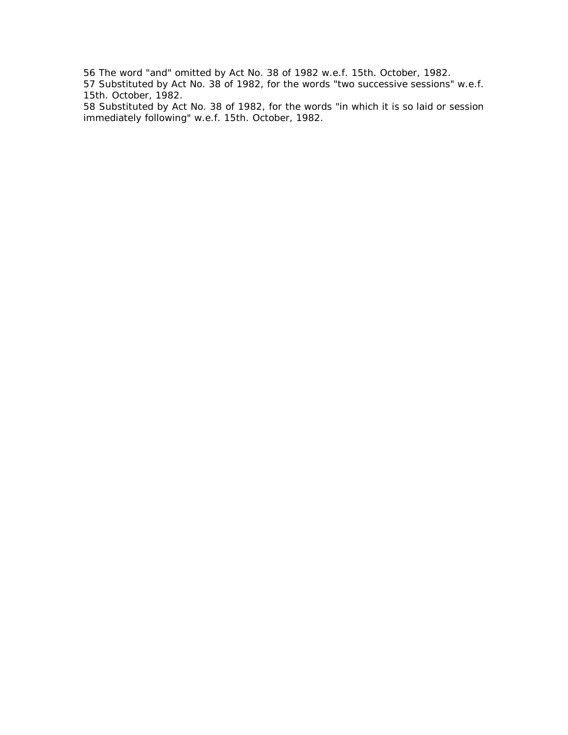56 The word "and" omitted by Act No. 38 of 1982 w.e.f. 15th. October, 1982.
57 Substituted by Act No. 38 of 1982, for the words "two successive sessions" w.e.f. 15th. October, 1982.
58 Substituted by Act No. 38 of 1982, for the words "in which it is so laid or session immediately following" w.e.f. 15th. October, 1982.